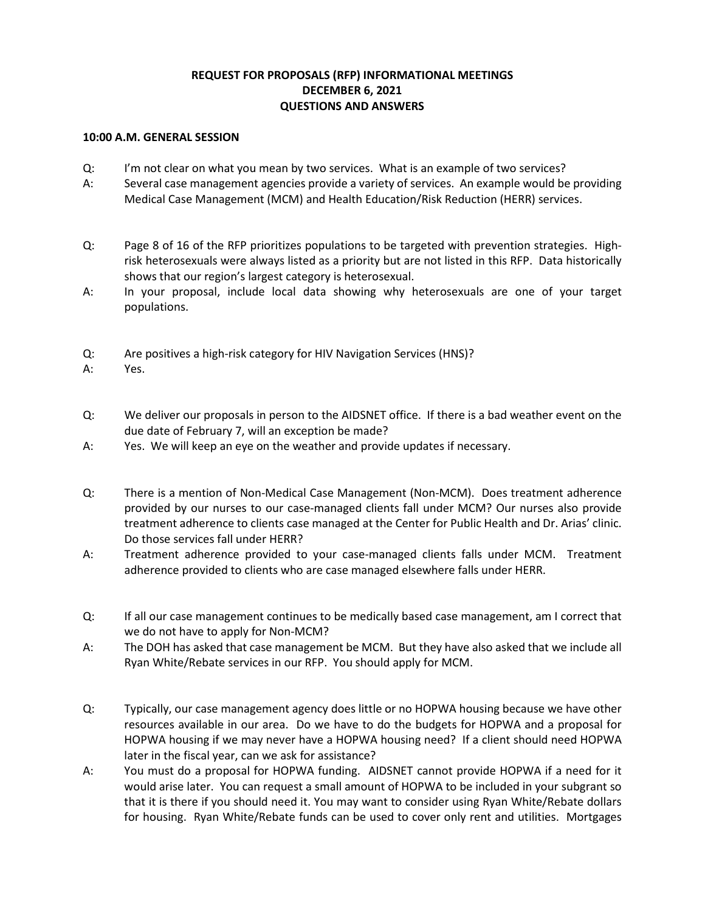# REQUEST FOR PROPOSALS (RFP) INFORMATIONAL MEETINGS
# DECEMBER 6, 2021
# QUESTIONS AND ANSWERS

## 10:00 A.M. GENERAL SESSION

Q: I'm not clear on what you mean by two services. What is an example of two services?

A: Several case management agencies provide a variety of services. An example would be providing Medical Case Management (MCM) and Health Education/Risk Reduction (HERR) services.

Q: Page 8 of 16 of the RFP prioritizes populations to be targeted with prevention strategies. High-risk heterosexuals were always listed as a priority but are not listed in this RFP. Data historically shows that our region's largest category is heterosexual.

A: In your proposal, include local data showing why heterosexuals are one of your target populations.

Q: Are positives a high-risk category for HIV Navigation Services (HNS)?

A: Yes.

Q: We deliver our proposals in person to the AIDSNET office. If there is a bad weather event on the due date of February 7, will an exception be made?

A: Yes. We will keep an eye on the weather and provide updates if necessary.

Q: There is a mention of Non-Medical Case Management (Non-MCM). Does treatment adherence provided by our nurses to our case-managed clients fall under MCM? Our nurses also provide treatment adherence to clients case managed at the Center for Public Health and Dr. Arias' clinic. Do those services fall under HERR?

A: Treatment adherence provided to your case-managed clients falls under MCM. Treatment adherence provided to clients who are case managed elsewhere falls under HERR.

Q: If all our case management continues to be medically based case management, am I correct that we do not have to apply for Non-MCM?

A: The DOH has asked that case management be MCM. But they have also asked that we include all Ryan White/Rebate services in our RFP. You should apply for MCM.

Q: Typically, our case management agency does little or no HOPWA housing because we have other resources available in our area. Do we have to do the budgets for HOPWA and a proposal for HOPWA housing if we may never have a HOPWA housing need? If a client should need HOPWA later in the fiscal year, can we ask for assistance?

A: You must do a proposal for HOPWA funding. AIDSNET cannot provide HOPWA if a need for it would arise later. You can request a small amount of HOPWA to be included in your subgrant so that it is there if you should need it. You may want to consider using Ryan White/Rebate dollars for housing. Ryan White/Rebate funds can be used to cover only rent and utilities. Mortgages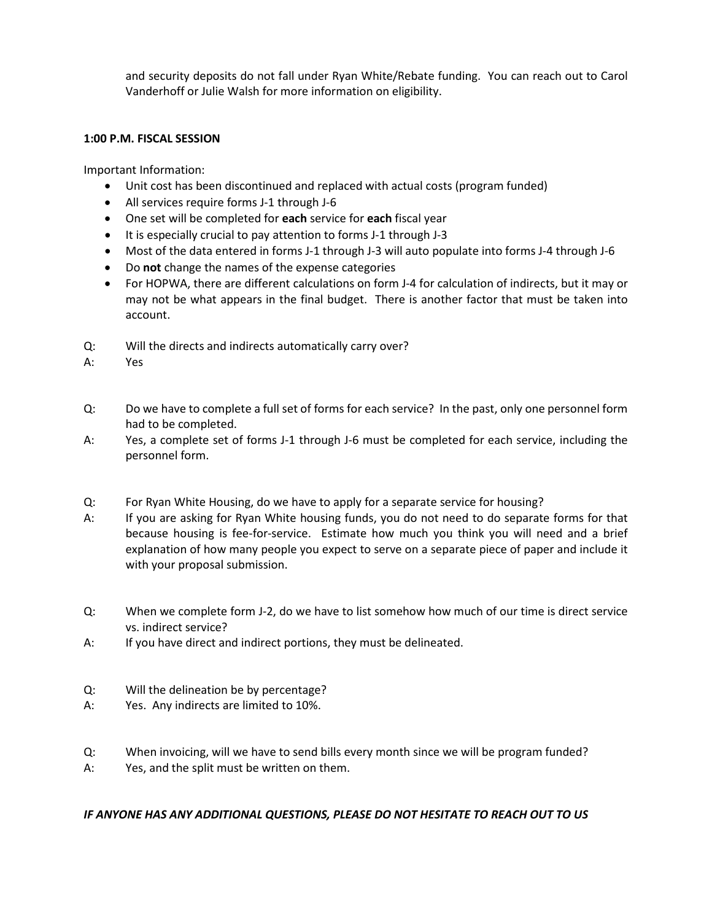and security deposits do not fall under Ryan White/Rebate funding. You can reach out to Carol Vanderhoff or Julie Walsh for more information on eligibility.

**1:00 P.M. FISCAL SESSION**

Important Information:

- Unit cost has been discontinued and replaced with actual costs (program funded)
- All services require forms J-1 through J-6
- One set will be completed for **each** service for **each** fiscal year
- It is especially crucial to pay attention to forms J-1 through J-3
- Most of the data entered in forms J-1 through J-3 will auto populate into forms J-4 through J-6
- Do **not** change the names of the expense categories
- For HOPWA, there are different calculations on form J-4 for calculation of indirects, but it may or may not be what appears in the final budget. There is another factor that must be taken into account.

Q: Will the directs and indirects automatically carry over?
A: Yes

Q: Do we have to complete a full set of forms for each service? In the past, only one personnel form had to be completed.
A: Yes, a complete set of forms J-1 through J-6 must be completed for each service, including the personnel form.

Q: For Ryan White Housing, do we have to apply for a separate service for housing?
A: If you are asking for Ryan White housing funds, you do not need to do separate forms for that because housing is fee-for-service. Estimate how much you think you will need and a brief explanation of how many people you expect to serve on a separate piece of paper and include it with your proposal submission.

Q: When we complete form J-2, do we have to list somehow how much of our time is direct service vs. indirect service?
A: If you have direct and indirect portions, they must be delineated.

Q: Will the delineation be by percentage?
A: Yes. Any indirects are limited to 10%.

Q: When invoicing, will we have to send bills every month since we will be program funded?
A: Yes, and the split must be written on them.

***IF ANYONE HAS ANY ADDITIONAL QUESTIONS, PLEASE DO NOT HESITATE TO REACH OUT TO US***